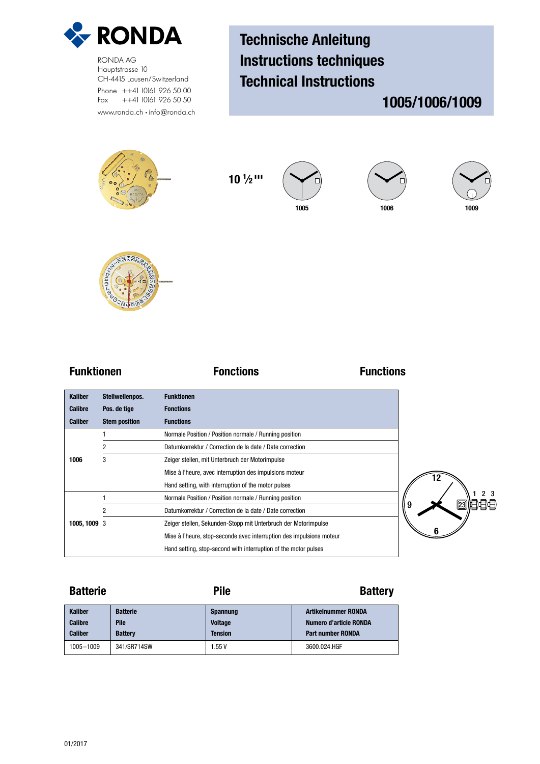**RONDA**

RONDA AG
Hauptstrasse 10
CH-4415 Lausen/Switzerland
Phone ++41 (0)61 926 50 00
Fax ++41 (0)61 926 50 50
www.ronda.ch • info@ronda.ch

# Technische Anleitung
# Instructions techniques
# Technical Instructions

## 1005/1006/1009

10 ½'''

1005 1006 1009

## Funktionen / Fonctions / Functions

| Kaliber<br>Calibre<br>Caliber | Stellwellenpos.<br>Pos. de tige<br>Stem position | Funktionen<br>Fonctions<br>Functions |
|---|---|---|
| 1006 | 1 | Normale Position / Position normale / Running position |
| | 2 | Datumkorrektur / Correction de la date / Date correction |
| | 3 | Zeiger stellen, mit Unterbruch der Motorimpulse<br>Mise à l'heure, avec interruption des impulsions moteur<br>Hand setting, with interruption of the motor pulses |
| 1005, 1009 | 1 | Normale Position / Position normale / Running position |
| | 2 | Datumkorrektur / Correction de la date / Date correction |
| | 3 | Zeiger stellen, Sekunden-Stopp mit Unterbruch der Motorimpulse<br>Mise à l'heure, stop-seconde avec interruption des impulsions moteur<br>Hand setting, stop-second with interruption of the motor pulses |

## Batterie / Pile / Battery

| Kaliber<br>Calibre<br>Caliber | Batterie<br>Pile<br>Battery | Spannung<br>Voltage<br>Tension | Artikelnummer RONDA<br>Numero d'article RONDA<br>Part number RONDA |
|---|---|---|---|
| 1005–1009 | 341/SR714SW | 1.55 V | 3600.024.HGF |

01/2017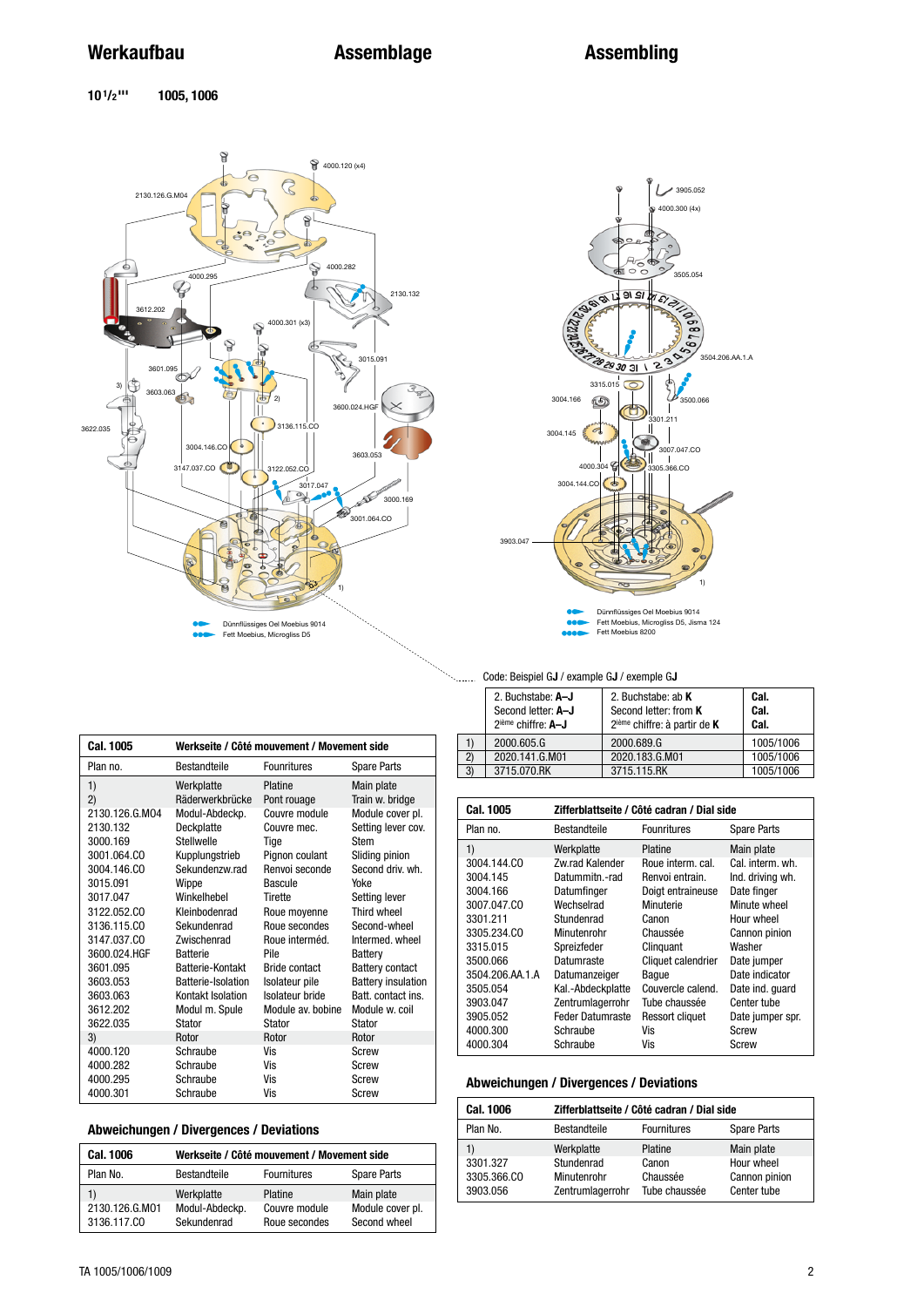# Werkaufbau

# Assemblage

# Assembling

**10¹/₂'''** **1005, 1006**

Dünnflüssiges Oel Moebius 9014
Fett Moebius, Microgliss D5

Dünnflüssiges Oel Moebius 9014
Fett Moebius, Microgliss D5, Jisma 124
Fett Moebius 8200

Code: Beispiel G**J** / example G**J** / exemple G**J**

| | 2. Buchstabe: **A–J** Second letter: **A–J** 2ième chiffre: **A–J** | 2. Buchstabe: ab **K** Second letter: from **K** 2ième chiffre: à partir de **K** | **Cal. Cal. Cal.** |
|---|---|---|---|
| 1) | 2000.605.G | 2000.689.G | 1005/1006 |
| 2) | 2020.141.G.M01 | 2020.183.G.M01 | 1005/1006 |
| 3) | 3715.070.RK | 3715.115.RK | 1005/1006 |

| **Cal. 1005** | **Werkseite / Côté mouvement / Movement side** | | |
|---|---|---|---|
| Plan no. | Bestandteile | Fournitures | Spare Parts |
| 1) | Werkplatte | Platine | Main plate |
| 2) | Räderwerkbrücke | Pont rouage | Train w. bridge |
| 2130.126.G.M04 | Modul-Abdeckp. | Couvre module | Module cover pl. |
| 2130.132 | Deckplatte | Couvre mec. | Setting lever cov. |
| 3000.169 | Stellwelle | Tige | Stem |
| 3001.064.CO | Kupplungstrieb | Pignon coulant | Sliding pinion |
| 3004.146.CO | Sekundenzw.rad | Renvoi seconde | Second driv. wh. |
| 3015.091 | Wippe | Bascule | Yoke |
| 3017.047 | Winkelhebel | Tirette | Setting lever |
| 3122.052.CO | Kleinbodenrad | Roue moyenne | Third wheel |
| 3136.115.CO | Sekundenrad | Roue secondes | Second-wheel |
| 3147.037.CO | Zwischenrad | Roue interméd. | Intermed. wheel |
| 3600.024.HGF | Batterie | Pile | Battery |
| 3601.095 | Batterie-Kontakt | Bride contact | Battery contact |
| 3603.053 | Batterie-Isolation | Isolateur pile | Battery insulation |
| 3603.063 | Kontakt Isolation | Isolateur bride | Batt. contact ins. |
| 3612.202 | Modul m. Spule | Module av. bobine | Module w. coil |
| 3622.035 | Stator | Stator | Stator |
| 3) | Rotor | Rotor | Rotor |
| 4000.120 | Schraube | Vis | Screw |
| 4000.282 | Schraube | Vis | Screw |
| 4000.295 | Schraube | Vis | Screw |
| 4000.301 | Schraube | Vis | Screw |

## Abweichungen / Divergences / Deviations

| **Cal. 1006** | **Werkseite / Côté mouvement / Movement side** | | |
|---|---|---|---|
| Plan No. | Bestandteile | Fournitures | Spare Parts |
| 1) | Werkplatte | Platine | Main plate |
| 2130.126.G.M01 | Modul-Abdeckp. | Couvre module | Module cover pl. |
| 3136.117.CO | Sekundenrad | Roue secondes | Second wheel |

| **Cal. 1005** | **Zifferblattseite / Côté cadran / Dial side** | | |
|---|---|---|---|
| Plan no. | Bestandteile | Fournitures | Spare Parts |
| 1) | Werkplatte | Platine | Main plate |
| 3004.144.CO | Zw.rad Kalender | Roue interm. cal. | Cal. interm. wh. |
| 3004.145 | Datummitn.-rad | Renvoi entrain. | Ind. driving wh. |
| 3004.166 | Datumfinger | Doigt entraineuse | Date finger |
| 3007.047.CO | Wechselrad | Minuterie | Minute wheel |
| 3301.211 | Stundenrad | Canon | Hour wheel |
| 3305.234.CO | Minutenrohr | Chaussée | Cannon pinion |
| 3315.015 | Spreizfeder | Cliquant | Washer |
| 3500.066 | Datumraste | Cliquet calendrier | Date jumper |
| 3504.206.AA.1.A | Datumanzeiger | Bague | Date indicator |
| 3505.054 | Kal.-Abdeckplatte | Couvercle calend. | Date ind. guard |
| 3903.047 | Zentrumlagerrohr | Tube chaussée | Center tube |
| 3905.052 | Feder Datumraste | Ressort cliquet | Date jumper spr. |
| 4000.300 | Schraube | Vis | Screw |
| 4000.304 | Schraube | Vis | Screw |

## Abweichungen / Divergences / Deviations

| **Cal. 1006** | **Zifferblattseite / Côté cadran / Dial side** | | |
|---|---|---|---|
| Plan No. | Bestandteile | Fournitures | Spare Parts |
| 1) | Werkplatte | Platine | Main plate |
| 3301.327 | Stundenrad | Canon | Hour wheel |
| 3305.366.CO | Minutenrohr | Chaussée | Cannon pinion |
| 3903.056 | Zentrumlagerrohr | Tube chaussée | Center tube |

TA 1005/1006/1009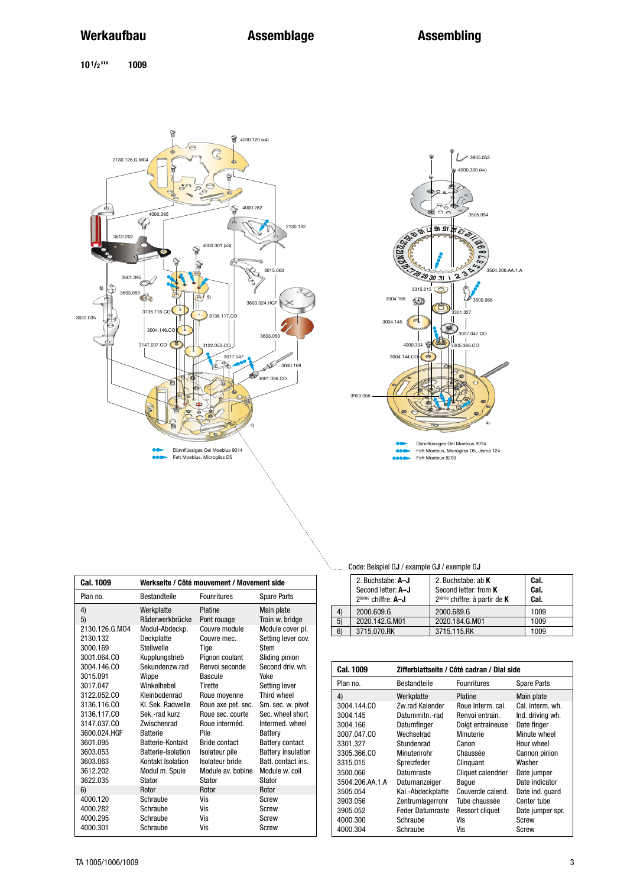# Werkaufbau / Assemblage / Assembling

**10½''' 1009**

Dünnflüssiges Oel Moebius 9014
Fett Moebius, Microglis D5

Dünnflüssiges Oel Moebius 9014
Fett Moebius, Microglis D5, Jisma 124
Fett Moebius 8200

| Cal. 1009 | Werkseite / Côté mouvement / Movement side | | |
|---|---|---|---|
| Plan no. | Bestandteile | Fournitures | Spare Parts |
| 4) | Werkplatte | Platine | Main plate |
| 5) | Räderwerkbrücke | Pont rouage | Train w. bridge |
| 2130.126.G.M04 | Modul-Abdeckp. | Couvre module | Module cover pl. |
| 2130.132 | Deckplatte | Couvre mec. | Setting lever cov. |
| 3000.169 | Stellwelle | Tige | Stem |
| 3001.064.CO | Kupplungstrieb | Pignon coulant | Sliding pinion |
| 3004.146.CO | Sekundenzw.rad | Renvoi seconde | Second driv. wh. |
| 3015.091 | Wippe | Bascule | Yoke |
| 3017.047 | Winkelhebel | Tirette | Setting lever |
| 3122.052.CO | Kleinbodenrad | Roue moyenne | Third wheel |
| 3136.116.CO | Kl. Sek. Radwelle | Roue axe pet. sec. | Sm. sec. w. pivot |
| 3136.117.CO | Sek.-rad kurz | Roue sec. courte | Sec. wheel short |
| 3147.037.CO | Zwischenrad | Roue interméd. | Intermed. wheel |
| 3600.024.HGF | Batterie | Pile | Battery |
| 3601.095 | Batterie-Kontakt | Bride contact | Battery contact |
| 3603.053 | Batterie-Isolation | Isolateur pile | Battery insulation |
| 3603.063 | Kontakt Isolation | Isolateur bride | Batt. contact ins. |
| 3612.202 | Modul m. Spule | Module av. bobine | Module w. coil |
| 3622.035 | Stator | Stator | Stator |
| 6) | Rotor | Rotor | Rotor |
| 4000.120 | Schraube | Vis | Screw |
| 4000.282 | Schraube | Vis | Screw |
| 4000.295 | Schraube | Vis | Screw |
| 4000.301 | Schraube | Vis | Screw |

Code: Beispiel GJ / example GJ / exemple GJ

| | 2. Buchstabe: A–J<br>Second letter: A–J<br>2ième chiffre: A–J | 2. Buchstabe: ab K<br>Second letter: from K<br>2ième chiffre: à partir de K | Cal.<br>Cal.<br>Cal. |
|---|---|---|---|
| 4) | 2000.609.G | 2000.689.G | 1009 |
| 5) | 2020.142.G.M01 | 2020.184.G.M01 | 1009 |
| 6) | 3715.070.RK | 3715.115.RK | 1009 |

| Cal. 1009 | Zifferblattseite / Côté cadran / Dial side | | |
|---|---|---|---|
| Plan no. | Bestandteile | Fournitures | Spare Parts |
| 4) | Werkplatte | Platine | Main plate |
| 3004.144.CO | Zw.rad Kalender | Roue interm. cal. | Cal. interm. wh. |
| 3004.145 | Datummitn.-rad | Renvoi entrain. | Ind. driving wh. |
| 3004.166 | Datumfinger | Doigt entraineuse | Date finger |
| 3007.047.CO | Wechselrad | Minuterie | Minute wheel |
| 3301.327 | Stundenrad | Canon | Hour wheel |
| 3305.366.CO | Minutenrohr | Chaussée | Cannon pinion |
| 3315.015 | Spreizfeder | Cliquant | Washer |
| 3500.066 | Datumraste | Cliquet calendrier | Date jumper |
| 3504.206.AA.1.A | Datumanzeiger | Bague | Date indicator |
| 3505.054 | Kal.-Abdeckplatte | Couvercle calend. | Date ind. guard |
| 3903.056 | Zentrumlagerrohr | Tube chaussée | Center tube |
| 3905.052 | Feder Datumraste | Ressort cliquet | Date jumper spr. |
| 4000.300 | Schraube | Vis | Screw |
| 4000.304 | Schraube | Vis | Screw |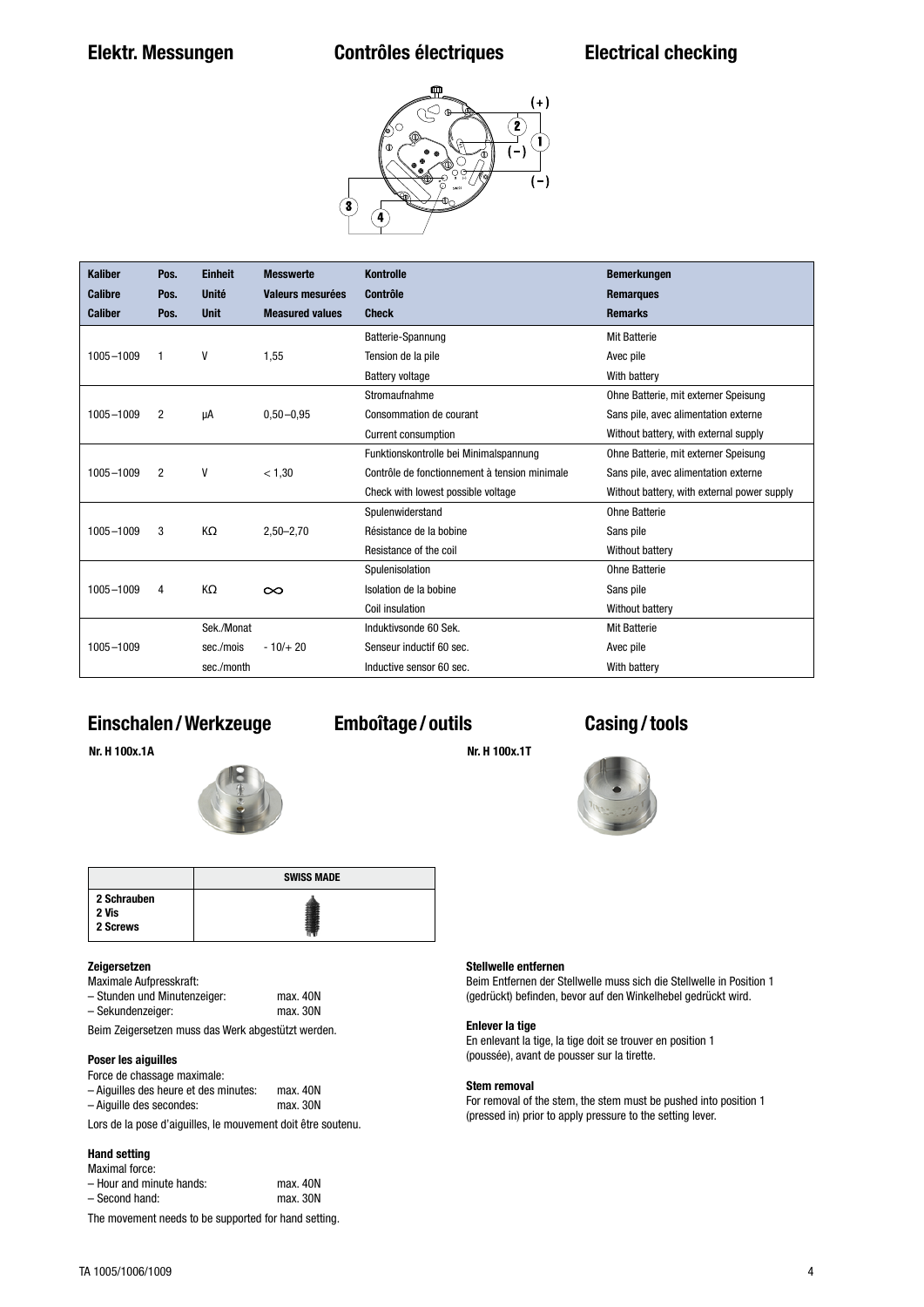## Elektr. Messungen

## Contrôles électriques

## Electrical checking

(+)
2
1
(−)
(−)
3
4

| Kaliber<br>Calibre<br>Caliber | Pos.<br>Pos.<br>Pos. | Einheit<br>Unité<br>Unit | Messwerte<br>Valeurs mesurées<br>Measured values | Kontrolle<br>Contrôle<br>Check | Bemerkungen<br>Remarques<br>Remarks |
|---|---|---|---|---|---|
| 1005 – 1009 | 1 | V | 1,55 | Batterie-Spannung<br>Tension de la pile<br>Battery voltage | Mit Batterie<br>Avec pile<br>With battery |
| 1005 – 1009 | 2 | µA | 0,50 – 0,95 | Stromaufnahme<br>Consommation de courant<br>Current consumption | Ohne Batterie, mit externer Speisung<br>Sans pile, avec alimentation externe<br>Without battery, with external supply |
| 1005 – 1009 | 2 | V | < 1,30 | Funktionskontrolle bei Minimalspannung<br>Contrôle de fonctionnement à tension minimale<br>Check with lowest possible voltage | Ohne Batterie, mit externer Speisung<br>Sans pile, avec alimentation externe<br>Without battery, with external power supply |
| 1005 – 1009 | 3 | KΩ | 2,50 – 2,70 | Spulenwiderstand<br>Résistance de la bobine<br>Resistance of the coil | Ohne Batterie<br>Sans pile<br>Without battery |
| 1005 – 1009 | 4 | KΩ | ∞ | Spulenisolation<br>Isolation de la bobine<br>Coil insulation | Ohne Batterie<br>Sans pile<br>Without battery |
| 1005 – 1009 | | Sek./Monat<br>sec./mois<br>sec./month | - 10/+ 20 | Induktivsonde 60 Sek.<br>Senseur inductif 60 sec.<br>Inductive sensor 60 sec. | Mit Batterie<br>Avec pile<br>With battery |

## Einschalen / Werkzeuge

## Emboîtage / outils

## Casing / tools

**Nr. H 100x.1A**

**Nr. H 100x.1T**

| | SWISS MADE |
|---|---|
| **2 Schrauben**<br>**2 Vis**<br>**2 Screws** | |

**Zeigersetzen**

Maximale Aufpresskraft:
– Stunden und Minutenzeiger: max. 40N
– Sekundenzeiger: max. 30N

Beim Zeigersetzen muss das Werk abgestützt werden.

**Poser les aiguilles**

Force de chassage maximale:
– Aiguilles des heure et des minutes: max. 40N
– Aiguille des secondes: max. 30N

Lors de la pose d'aiguilles, le mouvement doit être soutenu.

**Hand setting**

Maximal force:
– Hour and minute hands: max. 40N
– Second hand: max. 30N

The movement needs to be supported for hand setting.

**Stellwelle entfernen**

Beim Entfernen der Stellwelle muss sich die Stellwelle in Position 1 (gedrückt) befinden, bevor auf den Winkelhebel gedrückt wird.

**Enlever la tige**

En enlevant la tige, la tige doit se trouver en position 1 (poussée), avant de pousser sur la tirette.

**Stem removal**

For removal of the stem, the stem must be pushed into position 1 (pressed in) prior to apply pressure to the setting lever.